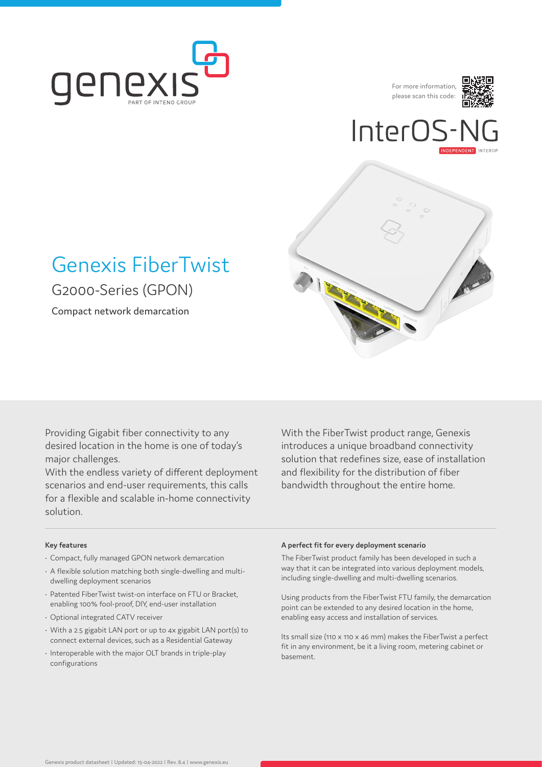genexis
PART OF INTENO GROUP

For more information, please scan this code:

InterOS-NG
INDEPENDENT INTEROP

# Genexis FiberTwist

## G2000-Series (GPON)

Compact network demarcation

Providing Gigabit fiber connectivity to any desired location in the home is one of today's major challenges.
With the endless variety of different deployment scenarios and end-user requirements, this calls for a flexible and scalable in-home connectivity solution.

With the FiberTwist product range, Genexis introduces a unique broadband connectivity solution that redefines size, ease of installation and flexibility for the distribution of fiber bandwidth throughout the entire home.

**Key features**

- Compact, fully managed GPON network demarcation
- A flexible solution matching both single-dwelling and multi-dwelling deployment scenarios
- Patented FiberTwist twist-on interface on FTU or Bracket, enabling 100% fool-proof, DIY, end-user installation
- Optional integrated CATV receiver
- With a 2.5 gigabit LAN port or up to 4x gigabit LAN port(s) to connect external devices, such as a Residential Gateway
- Interoperable with the major OLT brands in triple-play configurations

**A perfect fit for every deployment scenario**

The FiberTwist product family has been developed in such a way that it can be integrated into various deployment models, including single-dwelling and multi-dwelling scenarios.

Using products from the FiberTwist FTU family, the demarcation point can be extended to any desired location in the home, enabling easy access and installation of services.

Its small size (110 x 110 x 46 mm) makes the FiberTwist a perfect fit in any environment, be it a living room, metering cabinet or basement.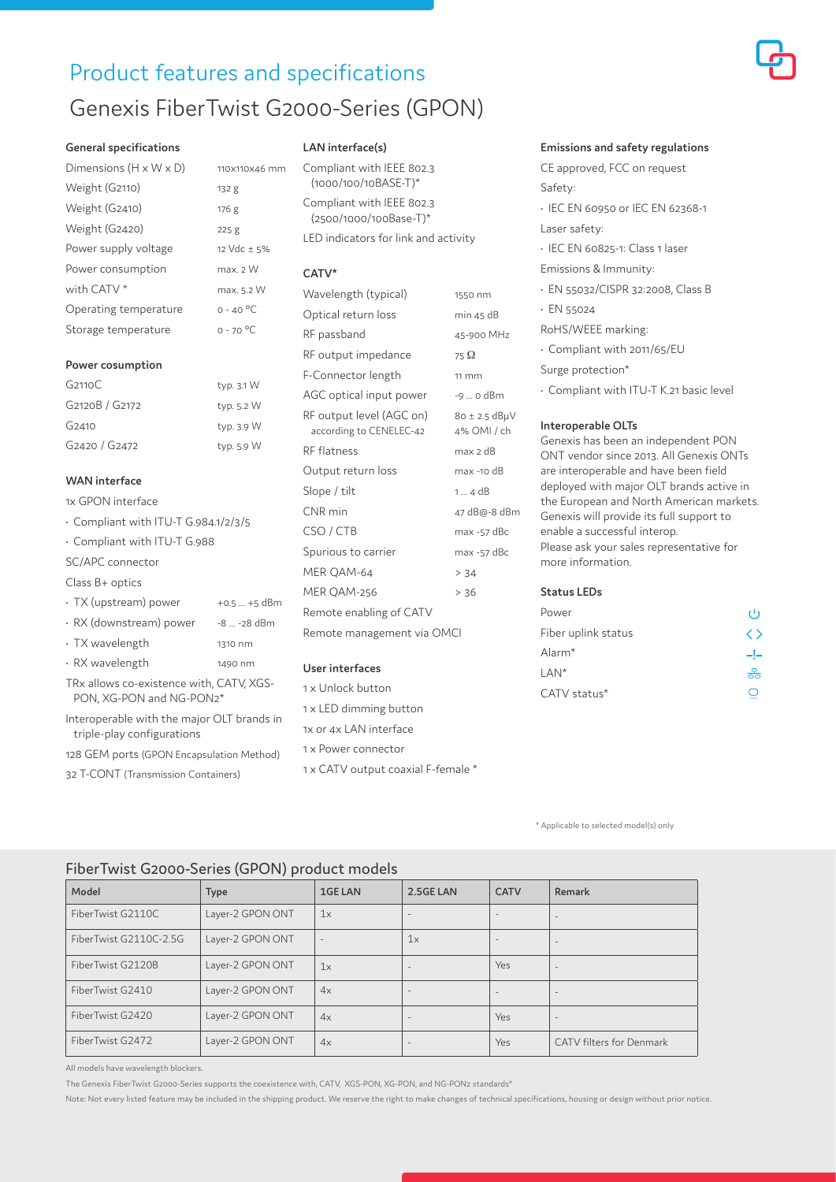# Product features and specifications

## Genexis FiberTwist G2000-Series (GPON)

### General specifications

| | |
|---|---|
| Dimensions (H x W x D) | 110x110x46 mm |
| Weight (G2110) | 132 g |
| Weight (G2410) | 176 g |
| Weight (G2420) | 225 g |
| Power supply voltage | 12 Vdc ± 5% |
| Power consumption | max. 2 W |
| with CATV * | max. 5.2 W |
| Operating temperature | 0 - 40 °C |
| Storage temperature | 0 - 70 °C |

### Power cosumption

| | |
|---|---|
| G2110C | typ. 3.1 W |
| G2120B / G2172 | typ. 5.2 W |
| G2410 | typ. 3.9 W |
| G2420 / G2472 | typ. 5.9 W |

### WAN interface

1x GPON interface

- Compliant with ITU-T G.984.1/2/3/5
- Compliant with ITU-T G.988

SC/APC connector

Class B+ optics

| | |
|---|---|
| · TX (upstream) power | +0.5 ... +5 dBm |
| · RX (downstream) power | -8 ... -28 dBm |
| · TX wavelength | 1310 nm |
| · RX wavelength | 1490 nm |

TRx allows co-existence with, CATV, XGS-PON, XG-PON and NG-PON2*

Interoperable with the major OLT brands in triple-play configurations

128 GEM ports (GPON Encapsulation Method)

32 T-CONT (Transmission Containers)

### LAN interface(s)

Compliant with IEEE 802.3 (1000/100/10BASE-T)*

Compliant with IEEE 802.3 (2500/1000/100Base-T)*

LED indicators for link and activity

### CATV*

| | |
|---|---|
| Wavelength (typical) | 1550 nm |
| Optical return loss | min 45 dB |
| RF passband | 45-900 MHz |
| RF output impedance | 75 Ω |
| F-Connector length | 11 mm |
| AGC optical input power | -9 ... 0 dBm |
| RF output level (AGC on) according to CENELEC-42 | 80 ± 2.5 dBµV 4% OMI / ch |
| RF flatness | max 2 dB |
| Output return loss | max -10 dB |
| Slope / tilt | 1 ... 4 dB |
| CNR min | 47 dB@-8 dBm |
| CSO / CTB | max -57 dBc |
| Spurious to carrier | max -57 dBc |
| MER QAM-64 | > 34 |
| MER QAM-256 | > 36 |

Remote enabling of CATV

Remote management via OMCI

### User interfaces

1 x Unlock button

1 x LED dimming button

1x or 4x LAN interface

1 x Power connector

1 x CATV output coaxial F-female *

### Emissions and safety regulations

CE approved, FCC on request

Safety:

- IEC EN 60950 or IEC EN 62368-1

Laser safety:

- IEC EN 60825-1: Class 1 laser

Emissions & Immunity:

- EN 55032/CISPR 32:2008, Class B
- EN 55024

RoHS/WEEE marking:

- Compliant with 2011/65/EU

Surge protection*

- Compliant with ITU-T K.21 basic level

### Interoperable OLTs

Genexis has been an independent PON ONT vendor since 2013. All Genexis ONTs are interoperable and have been field deployed with major OLT brands active in the European and North American markets. Genexis will provide its full support to enable a successful interop. Please ask your sales representative for more information.

### Status LEDs

- Power
- Fiber uplink status
- Alarm*
- LAN*
- CATV status*

\* Applicable to selected model(s) only

## FiberTwist G2000-Series (GPON) product models

| Model | Type | 1GE LAN | 2.5GE LAN | CATV | Remark |
|---|---|---|---|---|---|
| FiberTwist G2110C | Layer-2 GPON ONT | 1x | - | - | - |
| FiberTwist G2110C-2.5G | Layer-2 GPON ONT | - | 1x | - | - |
| FiberTwist G2120B | Layer-2 GPON ONT | 1x | - | Yes | - |
| FiberTwist G2410 | Layer-2 GPON ONT | 4x | - | - | - |
| FiberTwist G2420 | Layer-2 GPON ONT | 4x | - | Yes | - |
| FiberTwist G2472 | Layer-2 GPON ONT | 4x | - | Yes | CATV filters for Denmark |

All models have wavelength blockers.

The Genexis FiberTwist G2000-Series supports the coexistence with, CATV, XGS-PON, XG-PON, and NG-PON2 standards*

Note: Not every listed feature may be included in the shipping product. We reserve the right to make changes of technical specifications, housing or design without prior notice.